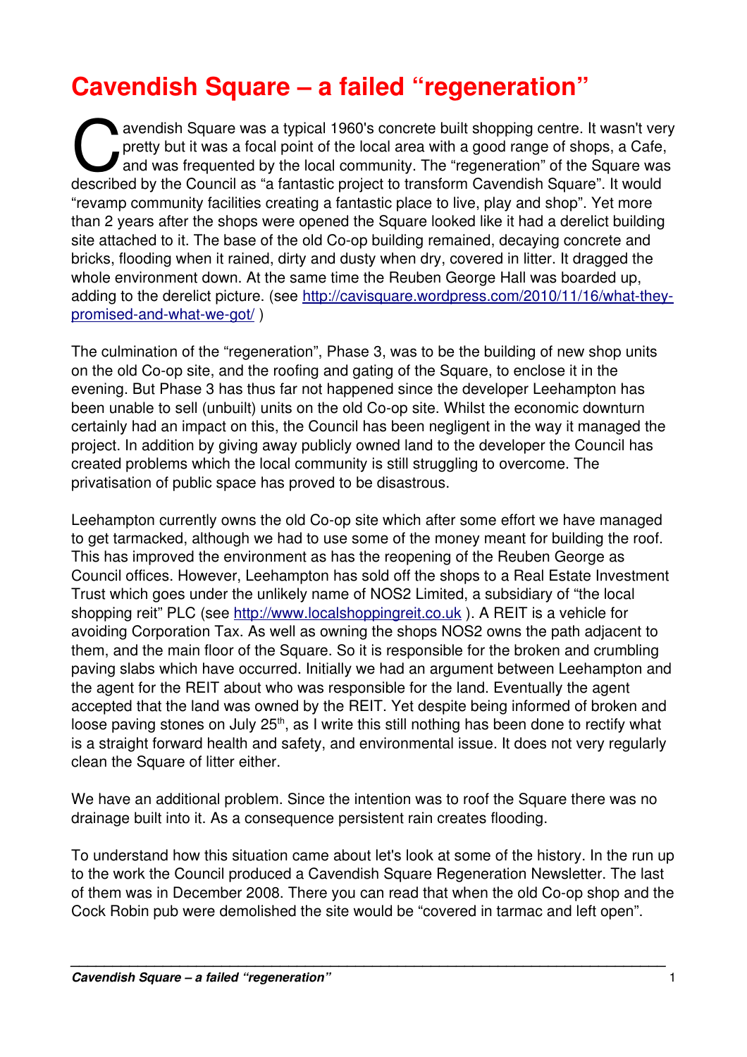# Cavendish Square – a failed "regeneration"

Cavendish Square was a typical 1960's concrete built shopping centre. It wasn't very pretty but it was a focal point of the local area with a good range of shops, a Cafe, and was frequented by the local community. The "regeneration" of the Square was described by the Council as "a fantastic project to transform Cavendish Square". It would "revamp community facilities creating a fantastic place to live, play and shop". Yet more than 2 years after the shops were opened the Square looked like it had a derelict building site attached to it. The base of the old Co-op building remained, decaying concrete and bricks, flooding when it rained, dirty and dusty when dry, covered in litter. It dragged the whole environment down. At the same time the Reuben George Hall was boarded up, adding to the derelict picture. (see http://cavisquare.wordpress.com/2010/11/16/what-they-promised-and-what-we-got/ )

The culmination of the "regeneration", Phase 3, was to be the building of new shop units on the old Co-op site, and the roofing and gating of the Square, to enclose it in the evening. But Phase 3 has thus far not happened since the developer Leehampton has been unable to sell (unbuilt) units on the old Co-op site. Whilst the economic downturn certainly had an impact on this, the Council has been negligent in the way it managed the project. In addition by giving away publicly owned land to the developer the Council has created problems which the local community is still struggling to overcome. The privatisation of public space has proved to be disastrous.

Leehampton currently owns the old Co-op site which after some effort we have managed to get tarmacked, although we had to use some of the money meant for building the roof. This has improved the environment as has the reopening of the Reuben George as Council offices. However, Leehampton has sold off the shops to a Real Estate Investment Trust which goes under the unlikely name of NOS2 Limited, a subsidiary of "the local shopping reit" PLC (see http://www.localshoppingreit.co.uk ). A REIT is a vehicle for avoiding Corporation Tax. As well as owning the shops NOS2 owns the path adjacent to them, and the main floor of the Square. So it is responsible for the broken and crumbling paving slabs which have occurred. Initially we had an argument between Leehampton and the agent for the REIT about who was responsible for the land. Eventually the agent accepted that the land was owned by the REIT. Yet despite being informed of broken and loose paving stones on July 25th, as I write this still nothing has been done to rectify what is a straight forward health and safety, and environmental issue. It does not very regularly clean the Square of litter either.

We have an additional problem. Since the intention was to roof the Square there was no drainage built into it. As a consequence persistent rain creates flooding.

To understand how this situation came about let's look at some of the history. In the run up to the work the Council produced a Cavendish Square Regeneration Newsletter. The last of them was in December 2008. There you can read that when the old Co-op shop and the Cock Robin pub were demolished the site would be "covered in tarmac and left open".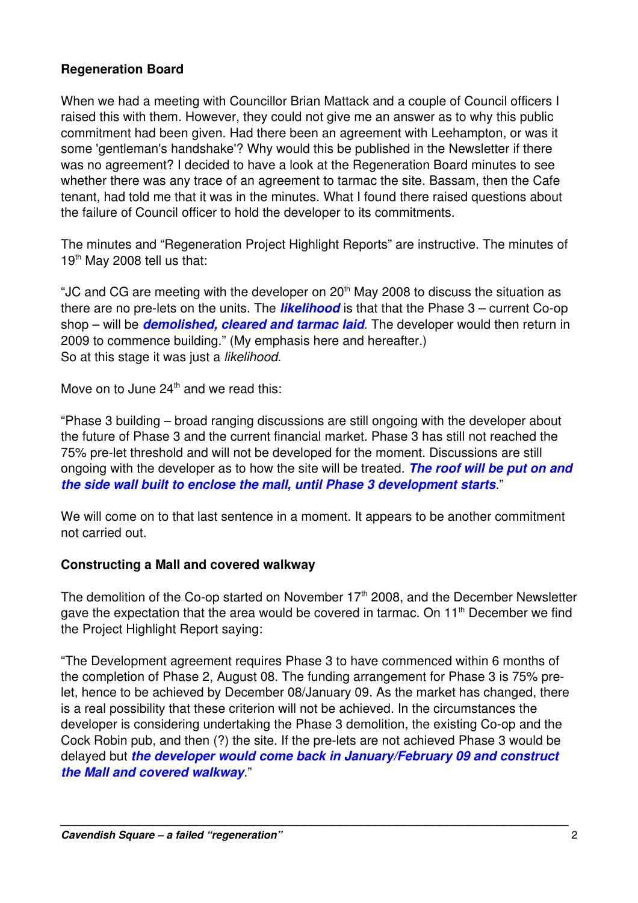**Regeneration Board**

When we had a meeting with Councillor Brian Mattack and a couple of Council officers I raised this with them. However, they could not give me an answer as to why this public commitment had been given. Had there been an agreement with Leehampton, or was it some 'gentleman's handshake'? Why would this be published in the Newsletter if there was no agreement? I decided to have a look at the Regeneration Board minutes to see whether there was any trace of an agreement to tarmac the site. Bassam, then the Cafe tenant, had told me that it was in the minutes. What I found there raised questions about the failure of Council officer to hold the developer to its commitments.

The minutes and "Regeneration Project Highlight Reports" are instructive. The minutes of 19th May 2008 tell us that:

"JC and CG are meeting with the developer on 20th May 2008 to discuss the situation as there are no pre-lets on the units. The ***likelihood*** is that that the Phase 3 – current Co-op shop – will be ***demolished, cleared and tarmac laid***. The developer would then return in 2009 to commence building." (My emphasis here and hereafter.)
So at this stage it was just a *likelihood*.

Move on to June 24th and we read this:

"Phase 3 building – broad ranging discussions are still ongoing with the developer about the future of Phase 3 and the current financial market. Phase 3 has still not reached the 75% pre-let threshold and will not be developed for the moment. Discussions are still ongoing with the developer as to how the site will be treated. ***The roof will be put on and the side wall built to enclose the mall, until Phase 3 development starts***."

We will come on to that last sentence in a moment. It appears to be another commitment not carried out.

**Constructing a Mall and covered walkway**

The demolition of the Co-op started on November 17th 2008, and the December Newsletter gave the expectation that the area would be covered in tarmac. On 11th December we find the Project Highlight Report saying:

"The Development agreement requires Phase 3 to have commenced within 6 months of the completion of Phase 2, August 08. The funding arrangement for Phase 3 is 75% pre-let, hence to be achieved by December 08/January 09. As the market has changed, there is a real possibility that these criterion will not be achieved. In the circumstances the developer is considering undertaking the Phase 3 demolition, the existing Co-op and the Cock Robin pub, and then (?) the site. If the pre-lets are not achieved Phase 3 would be delayed but ***the developer would come back in January/February 09 and construct the Mall and covered walkway***."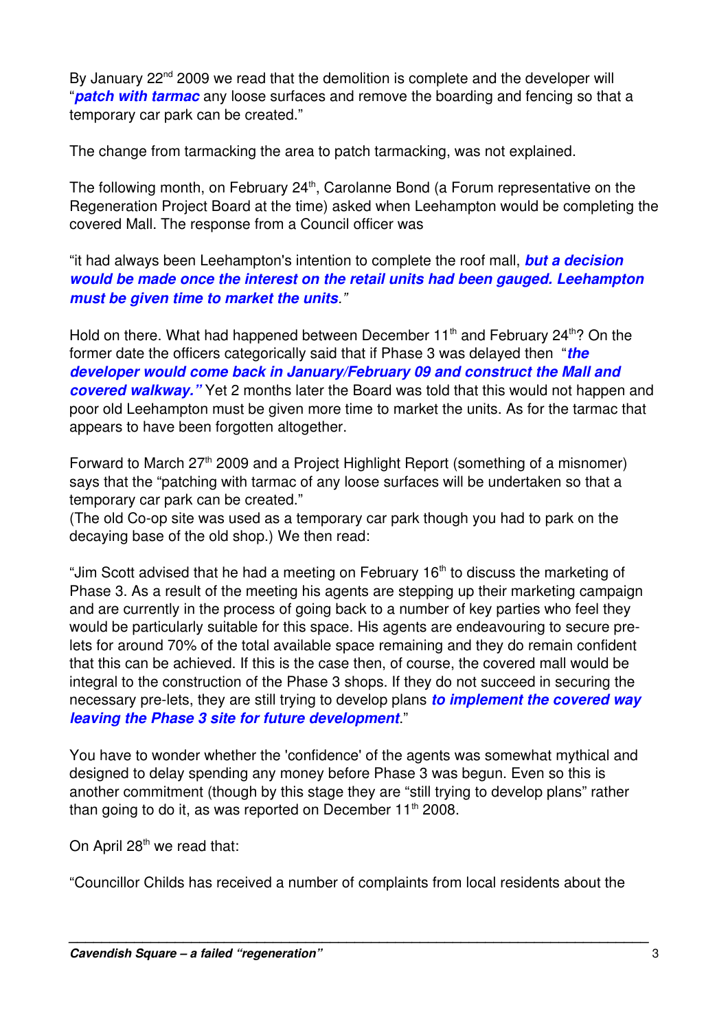By January 22nd 2009 we read that the demolition is complete and the developer will "***patch with tarmac*** any loose surfaces and remove the boarding and fencing so that a temporary car park can be created."

The change from tarmacking the area to patch tarmacking, was not explained.

The following month, on February 24th, Carolanne Bond (a Forum representative on the Regeneration Project Board at the time) asked when Leehampton would be completing the covered Mall. The response from a Council officer was

"it had always been Leehampton's intention to complete the roof mall, ***but a decision would be made once the interest on the retail units had been gauged. Leehampton must be given time to market the units.***"

Hold on there. What had happened between December 11th and February 24th? On the former date the officers categorically said that if Phase 3 was delayed then "***the developer would come back in January/February 09 and construct the Mall and covered walkway.***" Yet 2 months later the Board was told that this would not happen and poor old Leehampton must be given more time to market the units. As for the tarmac that appears to have been forgotten altogether.

Forward to March 27th 2009 and a Project Highlight Report (something of a misnomer) says that the "patching with tarmac of any loose surfaces will be undertaken so that a temporary car park can be created."
(The old Co-op site was used as a temporary car park though you had to park on the decaying base of the old shop.) We then read:

"Jim Scott advised that he had a meeting on February 16th to discuss the marketing of Phase 3. As a result of the meeting his agents are stepping up their marketing campaign and are currently in the process of going back to a number of key parties who feel they would be particularly suitable for this space. His agents are endeavouring to secure pre-lets for around 70% of the total available space remaining and they do remain confident that this can be achieved. If this is the case then, of course, the covered mall would be integral to the construction of the Phase 3 shops. If they do not succeed in securing the necessary pre-lets, they are still trying to develop plans ***to implement the covered way leaving the Phase 3 site for future development***."

You have to wonder whether the 'confidence' of the agents was somewhat mythical and designed to delay spending any money before Phase 3 was begun. Even so this is another commitment (though by this stage they are "still trying to develop plans" rather than going to do it, as was reported on December 11th 2008.

On April 28th we read that:

"Councillor Childs has received a number of complaints from local residents about the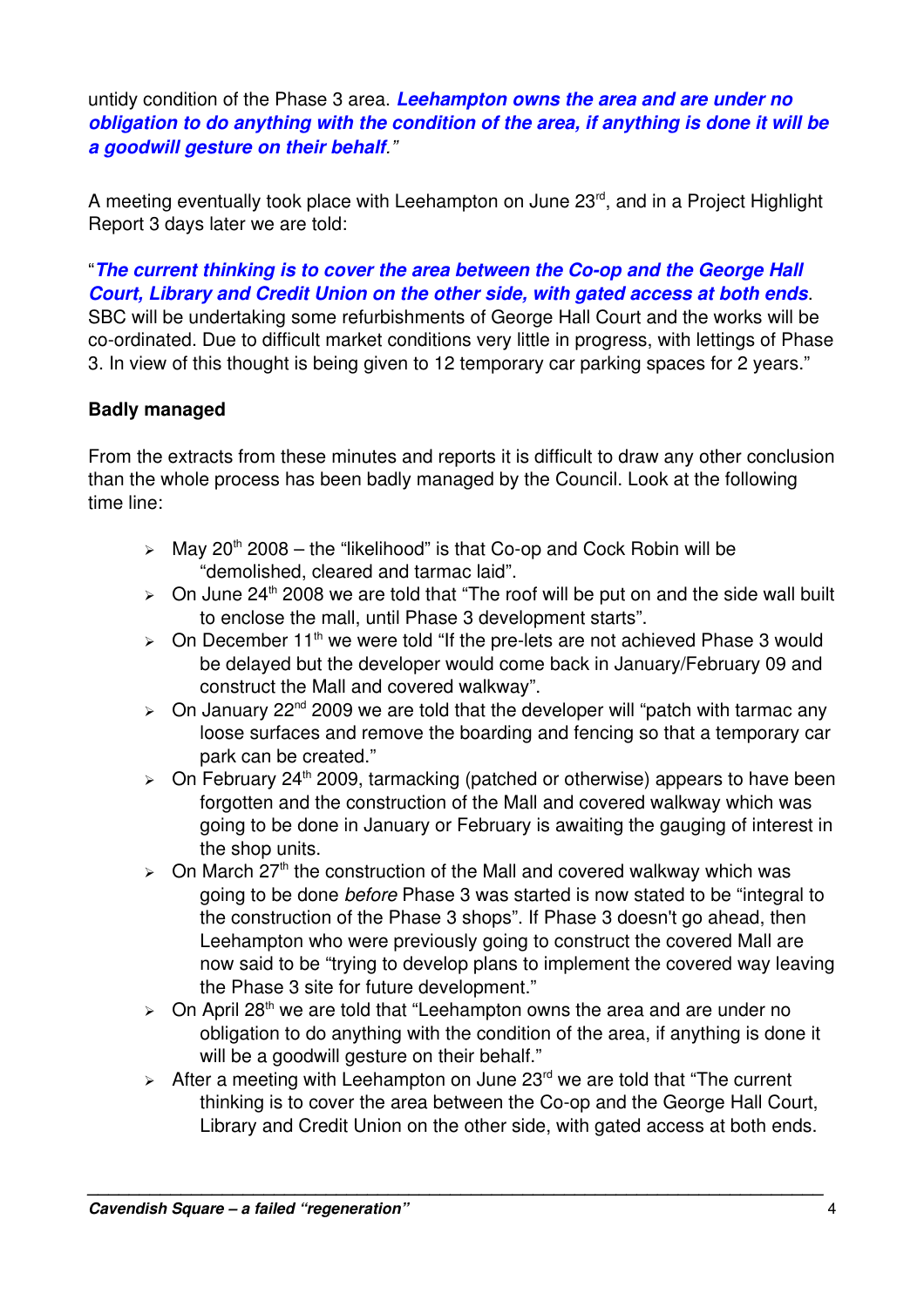untidy condition of the Phase 3 area. ***Leehampton owns the area and are under no obligation to do anything with the condition of the area, if anything is done it will be a goodwill gesture on their behalf****."*

A meeting eventually took place with Leehampton on June 23rd, and in a Project Highlight Report 3 days later we are told:

"***The current thinking is to cover the area between the Co-op and the George Hall Court, Library and Credit Union on the other side, with gated access at both ends***. SBC will be undertaking some refurbishments of George Hall Court and the works will be co-ordinated. Due to difficult market conditions very little in progress, with lettings of Phase 3. In view of this thought is being given to 12 temporary car parking spaces for 2 years."

**Badly managed**

From the extracts from these minutes and reports it is difficult to draw any other conclusion than the whole process has been badly managed by the Council. Look at the following time line:

- May 20th 2008 – the "likelihood" is that Co-op and Cock Robin will be "demolished, cleared and tarmac laid".
- On June 24th 2008 we are told that "The roof will be put on and the side wall built to enclose the mall, until Phase 3 development starts".
- On December 11th we were told "If the pre-lets are not achieved Phase 3 would be delayed but the developer would come back in January/February 09 and construct the Mall and covered walkway".
- On January 22nd 2009 we are told that the developer will "patch with tarmac any loose surfaces and remove the boarding and fencing so that a temporary car park can be created."
- On February 24th 2009, tarmacking (patched or otherwise) appears to have been forgotten and the construction of the Mall and covered walkway which was going to be done in January or February is awaiting the gauging of interest in the shop units.
- On March 27th the construction of the Mall and covered walkway which was going to be done *before* Phase 3 was started is now stated to be "integral to the construction of the Phase 3 shops". If Phase 3 doesn't go ahead, then Leehampton who were previously going to construct the covered Mall are now said to be "trying to develop plans to implement the covered way leaving the Phase 3 site for future development."
- On April 28th we are told that "Leehampton owns the area and are under no obligation to do anything with the condition of the area, if anything is done it will be a goodwill gesture on their behalf."
- After a meeting with Leehampton on June 23rd we are told that "The current thinking is to cover the area between the Co-op and the George Hall Court, Library and Credit Union on the other side, with gated access at both ends.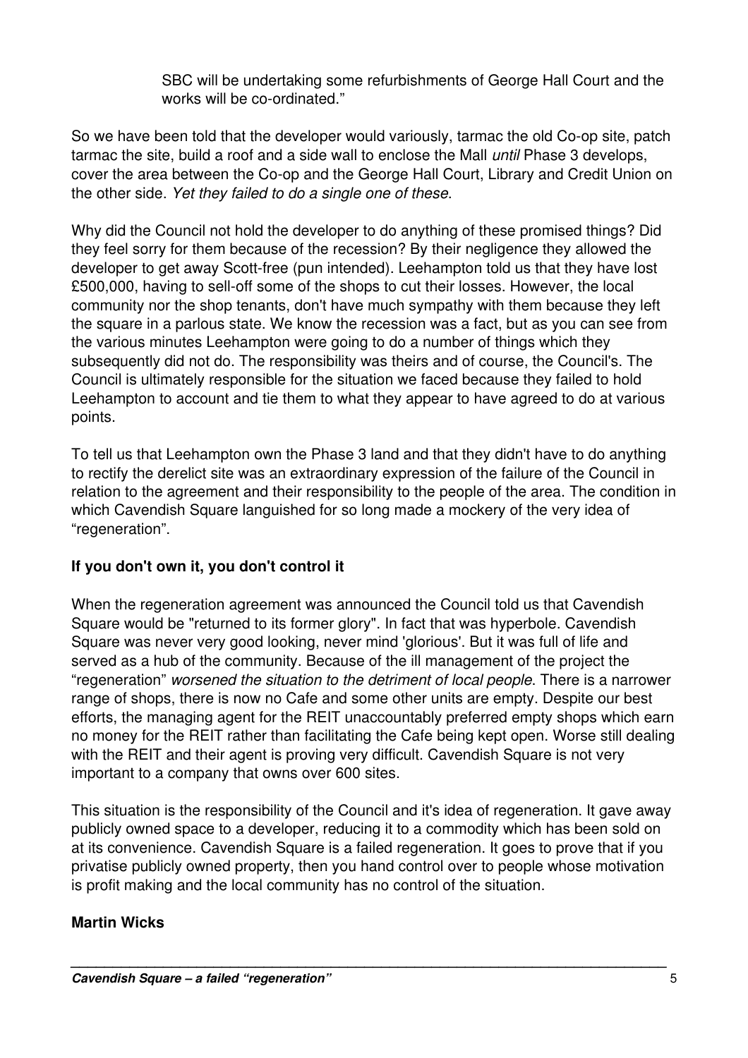SBC will be undertaking some refurbishments of George Hall Court and the works will be co-ordinated."

So we have been told that the developer would variously, tarmac the old Co-op site, patch tarmac the site, build a roof and a side wall to enclose the Mall *until* Phase 3 develops, cover the area between the Co-op and the George Hall Court, Library and Credit Union on the other side. *Yet they failed to do a single one of these*.

Why did the Council not hold the developer to do anything of these promised things? Did they feel sorry for them because of the recession? By their negligence they allowed the developer to get away Scott-free (pun intended). Leehampton told us that they have lost £500,000, having to sell-off some of the shops to cut their losses. However, the local community nor the shop tenants, don't have much sympathy with them because they left the square in a parlous state. We know the recession was a fact, but as you can see from the various minutes Leehampton were going to do a number of things which they subsequently did not do. The responsibility was theirs and of course, the Council's. The Council is ultimately responsible for the situation we faced because they failed to hold Leehampton to account and tie them to what they appear to have agreed to do at various points.

To tell us that Leehampton own the Phase 3 land and that they didn't have to do anything to rectify the derelict site was an extraordinary expression of the failure of the Council in relation to the agreement and their responsibility to the people of the area. The condition in which Cavendish Square languished for so long made a mockery of the very idea of "regeneration".

**If you don't own it, you don't control it**

When the regeneration agreement was announced the Council told us that Cavendish Square would be "returned to its former glory". In fact that was hyperbole. Cavendish Square was never very good looking, never mind 'glorious'. But it was full of life and served as a hub of the community. Because of the ill management of the project the "regeneration" *worsened the situation to the detriment of local people*. There is a narrower range of shops, there is now no Cafe and some other units are empty. Despite our best efforts, the managing agent for the REIT unaccountably preferred empty shops which earn no money for the REIT rather than facilitating the Cafe being kept open. Worse still dealing with the REIT and their agent is proving very difficult. Cavendish Square is not very important to a company that owns over 600 sites.

This situation is the responsibility of the Council and it's idea of regeneration. It gave away publicly owned space to a developer, reducing it to a commodity which has been sold on at its convenience. Cavendish Square is a failed regeneration. It goes to prove that if you privatise publicly owned property, then you hand control over to people whose motivation is profit making and the local community has no control of the situation.

**Martin Wicks**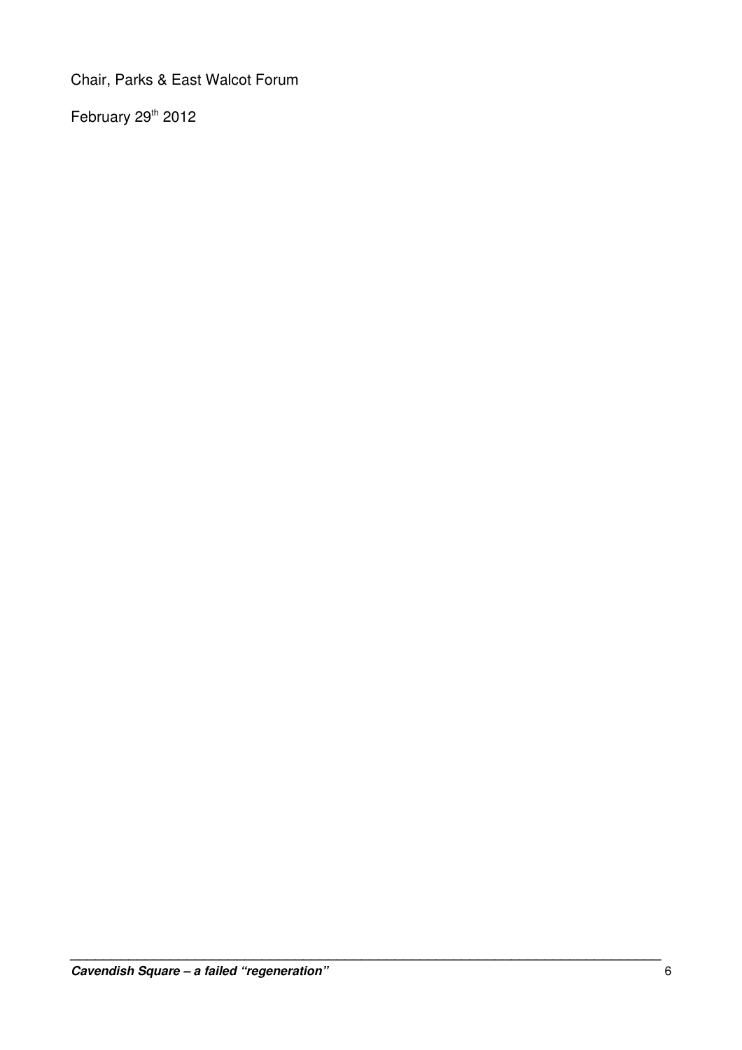Chair, Parks & East Walcot Forum

February 29th 2012